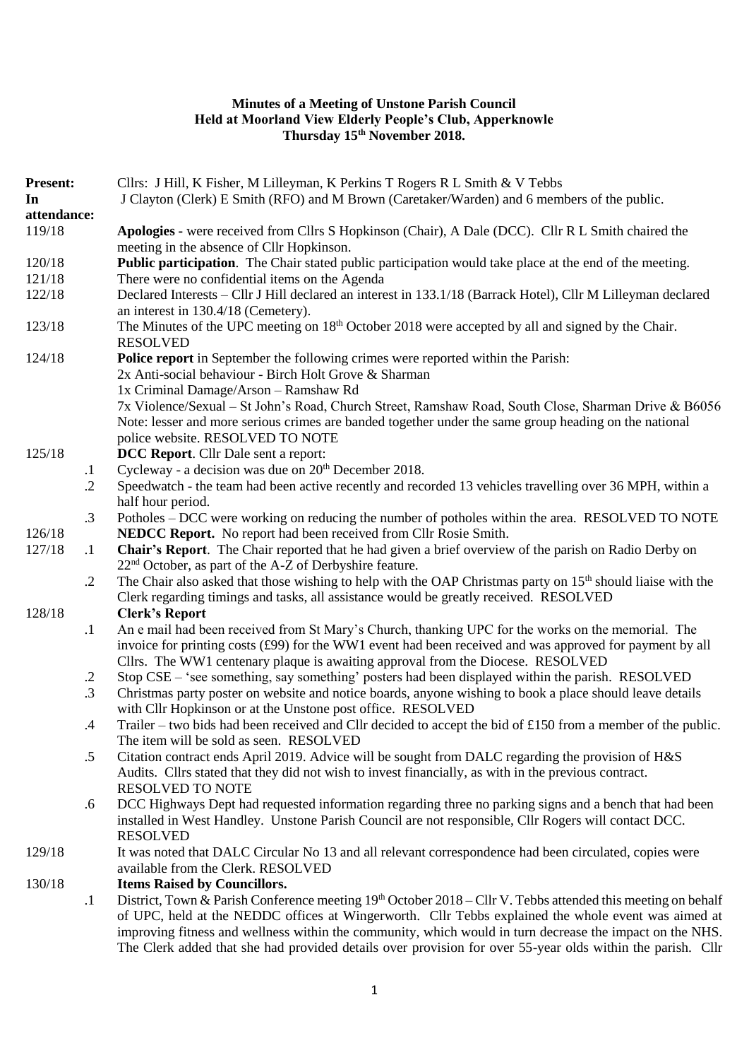**Minutes of a Meeting of Unstone Parish Council**
**Held at Moorland View Elderly People's Club, Apperknowle**
**Thursday 15th November 2018.**

**Present:** Cllrs: J Hill, K Fisher, M Lilleyman, K Perkins T Rogers R L Smith & V Tebbs

**In attendance:** J Clayton (Clerk) E Smith (RFO) and M Brown (Caretaker/Warden) and 6 members of the public.

119/18 **Apologies -** were received from Cllrs S Hopkinson (Chair), A Dale (DCC). Cllr R L Smith chaired the meeting in the absence of Cllr Hopkinson.

120/18 **Public participation**. The Chair stated public participation would take place at the end of the meeting.

121/18 There were no confidential items on the Agenda

122/18 Declared Interests – Cllr J Hill declared an interest in 133.1/18 (Barrack Hotel), Cllr M Lilleyman declared an interest in 130.4/18 (Cemetery).

123/18 The Minutes of the UPC meeting on 18th October 2018 were accepted by all and signed by the Chair. RESOLVED

124/18 **Police report** in September the following crimes were reported within the Parish:
2x Anti-social behaviour - Birch Holt Grove & Sharman
1x Criminal Damage/Arson – Ramshaw Rd
7x Violence/Sexual – St John's Road, Church Street, Ramshaw Road, South Close, Sharman Drive & B6056
Note: lesser and more serious crimes are banded together under the same group heading on the national police website. RESOLVED TO NOTE

125/18 **DCC Report**. Cllr Dale sent a report:
- .1 Cycleway - a decision was due on 20th December 2018.
- .2 Speedwatch - the team had been active recently and recorded 13 vehicles travelling over 36 MPH, within a half hour period.
- .3 Potholes – DCC were working on reducing the number of potholes within the area. RESOLVED TO NOTE

126/18 **NEDCC Report.** No report had been received from Cllr Rosie Smith.

127/18
- .1 **Chair's Report**. The Chair reported that he had given a brief overview of the parish on Radio Derby on 22nd October, as part of the A-Z of Derbyshire feature.
- .2 The Chair also asked that those wishing to help with the OAP Christmas party on 15th should liaise with the Clerk regarding timings and tasks, all assistance would be greatly received. RESOLVED

128/18 **Clerk's Report**
- .1 An e mail had been received from St Mary's Church, thanking UPC for the works on the memorial. The invoice for printing costs (£99) for the WW1 event had been received and was approved for payment by all Cllrs. The WW1 centenary plaque is awaiting approval from the Diocese. RESOLVED
- .2 Stop CSE – 'see something, say something' posters had been displayed within the parish. RESOLVED
- .3 Christmas party poster on website and notice boards, anyone wishing to book a place should leave details with Cllr Hopkinson or at the Unstone post office. RESOLVED
- .4 Trailer – two bids had been received and Cllr decided to accept the bid of £150 from a member of the public. The item will be sold as seen. RESOLVED
- .5 Citation contract ends April 2019. Advice will be sought from DALC regarding the provision of H&S Audits. Cllrs stated that they did not wish to invest financially, as with in the previous contract. RESOLVED TO NOTE
- .6 DCC Highways Dept had requested information regarding three no parking signs and a bench that had been installed in West Handley. Unstone Parish Council are not responsible, Cllr Rogers will contact DCC. RESOLVED

129/18 It was noted that DALC Circular No 13 and all relevant correspondence had been circulated, copies were available from the Clerk. RESOLVED

130/18 **Items Raised by Councillors.**
- .1 District, Town & Parish Conference meeting 19th October 2018 – Cllr V. Tebbs attended this meeting on behalf of UPC, held at the NEDDC offices at Wingerworth. Cllr Tebbs explained the whole event was aimed at improving fitness and wellness within the community, which would in turn decrease the impact on the NHS. The Clerk added that she had provided details over provision for over 55-year olds within the parish. Cllr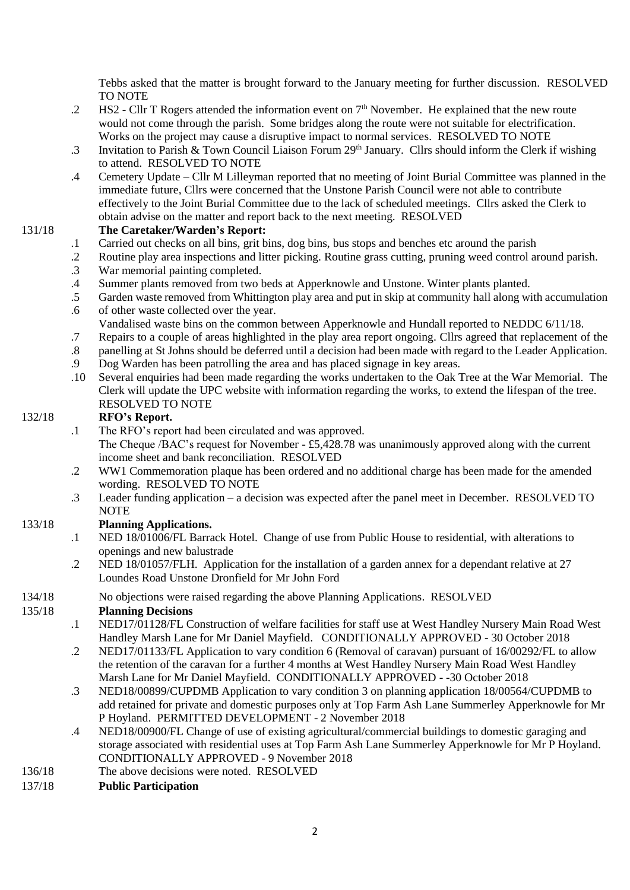Tebbs asked that the matter is brought forward to the January meeting for further discussion. RESOLVED TO NOTE

.2 HS2 - Cllr T Rogers attended the information event on 7th November. He explained that the new route would not come through the parish. Some bridges along the route were not suitable for electrification. Works on the project may cause a disruptive impact to normal services. RESOLVED TO NOTE

.3 Invitation to Parish & Town Council Liaison Forum 29th January. Cllrs should inform the Clerk if wishing to attend. RESOLVED TO NOTE

.4 Cemetery Update – Cllr M Lilleyman reported that no meeting of Joint Burial Committee was planned in the immediate future, Cllrs were concerned that the Unstone Parish Council were not able to contribute effectively to the Joint Burial Committee due to the lack of scheduled meetings. Cllrs asked the Clerk to obtain advise on the matter and report back to the next meeting. RESOLVED

131/18 **The Caretaker/Warden's Report:**

.1 Carried out checks on all bins, grit bins, dog bins, bus stops and benches etc around the parish

.2 Routine play area inspections and litter picking. Routine grass cutting, pruning weed control around parish.

.3 War memorial painting completed.

.4 Summer plants removed from two beds at Apperknowle and Unstone. Winter plants planted.

.5 Garden waste removed from Whittington play area and put in skip at community hall along with accumulation of other waste collected over the year.

.6 Vandalised waste bins on the common between Apperknowle and Hundall reported to NEDDC 6/11/18.

.7 Repairs to a couple of areas highlighted in the play area report ongoing. Cllrs agreed that replacement of the

.8 panelling at St Johns should be deferred until a decision had been made with regard to the Leader Application.

.9 Dog Warden has been patrolling the area and has placed signage in key areas.

.10 Several enquiries had been made regarding the works undertaken to the Oak Tree at the War Memorial. The Clerk will update the UPC website with information regarding the works, to extend the lifespan of the tree. RESOLVED TO NOTE

132/18 **RFO's Report.**

.1 The RFO's report had been circulated and was approved.
The Cheque /BAC's request for November - £5,428.78 was unanimously approved along with the current income sheet and bank reconciliation. RESOLVED

.2 WW1 Commemoration plaque has been ordered and no additional charge has been made for the amended wording. RESOLVED TO NOTE

.3 Leader funding application – a decision was expected after the panel meet in December. RESOLVED TO NOTE

133/18 **Planning Applications.**

.1 NED 18/01006/FL Barrack Hotel. Change of use from Public House to residential, with alterations to openings and new balustrade

.2 NED 18/01057/FLH. Application for the installation of a garden annex for a dependant relative at 27 Loundes Road Unstone Dronfield for Mr John Ford

134/18 No objections were raised regarding the above Planning Applications. RESOLVED

135/18 **Planning Decisions**

.1 NED17/01128/FL Construction of welfare facilities for staff use at West Handley Nursery Main Road West Handley Marsh Lane for Mr Daniel Mayfield. CONDITIONALLY APPROVED - 30 October 2018

.2 NED17/01133/FL Application to vary condition 6 (Removal of caravan) pursuant of 16/00292/FL to allow the retention of the caravan for a further 4 months at West Handley Nursery Main Road West Handley Marsh Lane for Mr Daniel Mayfield. CONDITIONALLY APPROVED - -30 October 2018

.3 NED18/00899/CUPDMB Application to vary condition 3 on planning application 18/00564/CUPDMB to add retained for private and domestic purposes only at Top Farm Ash Lane Summerley Apperknowle for Mr P Hoyland. PERMITTED DEVELOPMENT - 2 November 2018

.4 NED18/00900/FL Change of use of existing agricultural/commercial buildings to domestic garaging and storage associated with residential uses at Top Farm Ash Lane Summerley Apperknowle for Mr P Hoyland. CONDITIONALLY APPROVED - 9 November 2018

136/18 The above decisions were noted. RESOLVED

137/18 **Public Participation**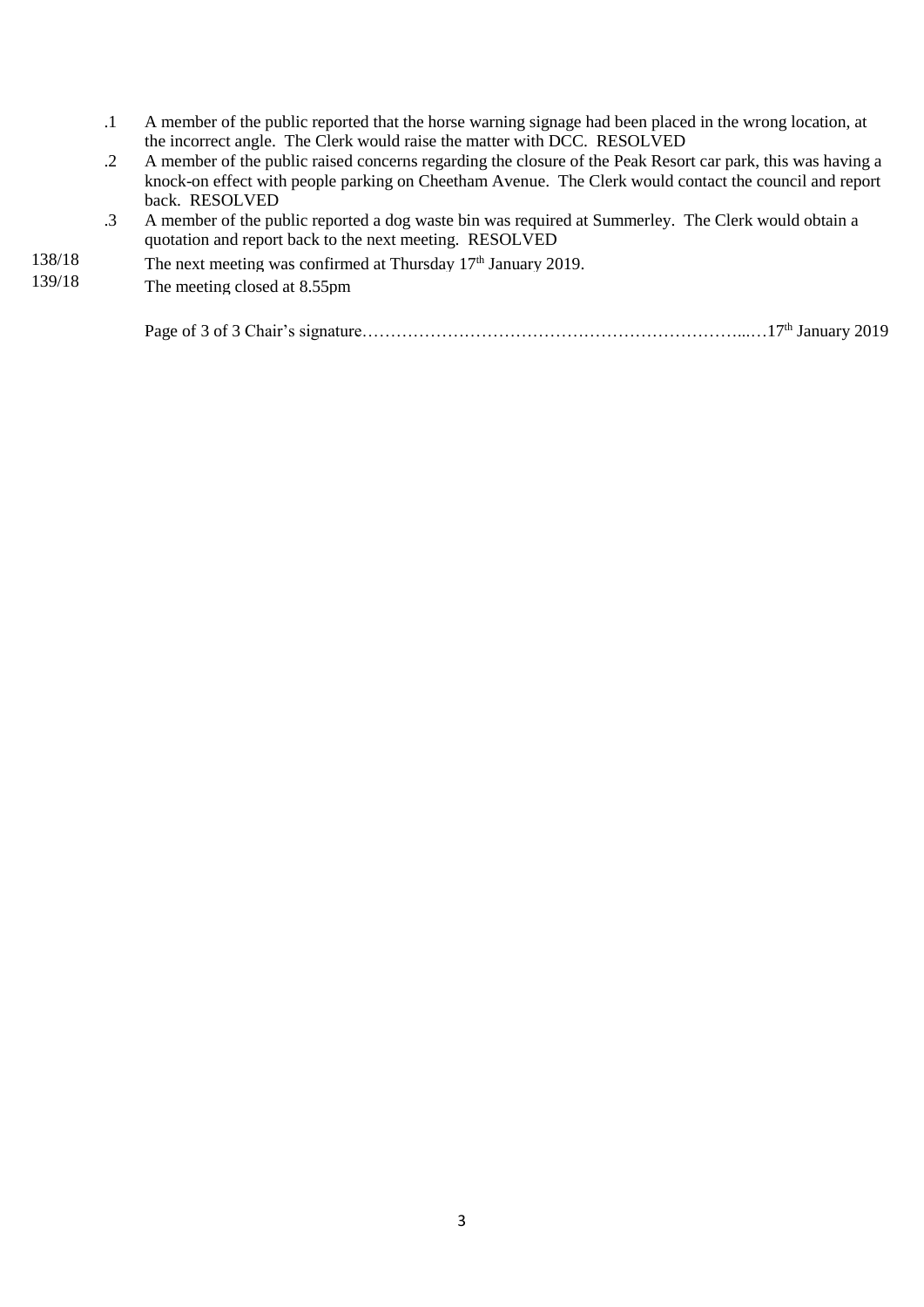.1 A member of the public reported that the horse warning signage had been placed in the wrong location, at the incorrect angle. The Clerk would raise the matter with DCC. RESOLVED

.2 A member of the public raised concerns regarding the closure of the Peak Resort car park, this was having a knock-on effect with people parking on Cheetham Avenue. The Clerk would contact the council and report back. RESOLVED

.3 A member of the public reported a dog waste bin was required at Summerley. The Clerk would obtain a quotation and report back to the next meeting. RESOLVED

138/18 The next meeting was confirmed at Thursday 17th January 2019.

139/18 The meeting closed at 8.55pm

Page of 3 of 3 Chair's signature………………………………………………………………...…17th January 2019